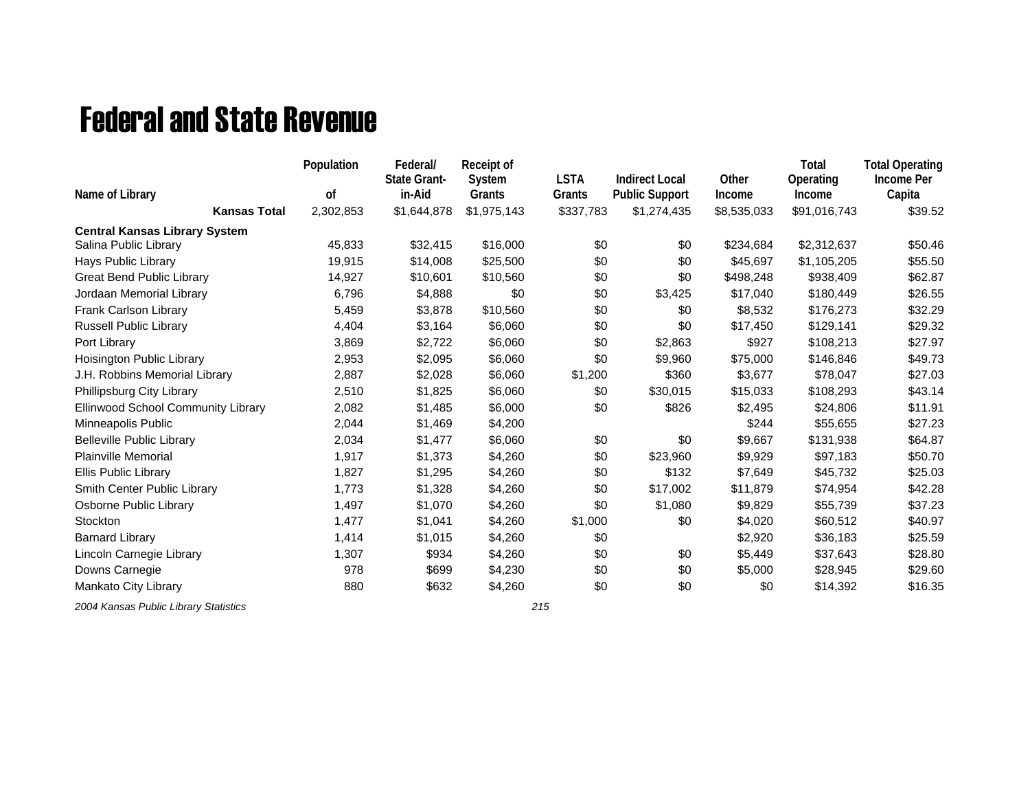# Federal and State Revenue

| Name of Library | Population of | Federal/ State Grant-in-Aid | Receipt of System Grants | LSTA Grants | Indirect Local Public Support | Other Income | Total Operating Income | Total Operating Income Per Capita |
|---|---|---|---|---|---|---|---|---|
| **Kansas Total** | 2,302,853 | $1,644,878 | $1,975,143 | $337,783 | $1,274,435 | $8,535,033 | $91,016,743 | $39.52 |
| **Central Kansas Library System** | | | | | | | | |
| Salina Public Library | 45,833 | $32,415 | $16,000 | $0 | $0 | $234,684 | $2,312,637 | $50.46 |
| Hays Public Library | 19,915 | $14,008 | $25,500 | $0 | $0 | $45,697 | $1,105,205 | $55.50 |
| Great Bend Public Library | 14,927 | $10,601 | $10,560 | $0 | $0 | $498,248 | $938,409 | $62.87 |
| Jordaan Memorial Library | 6,796 | $4,888 | $0 | $0 | $3,425 | $17,040 | $180,449 | $26.55 |
| Frank Carlson Library | 5,459 | $3,878 | $10,560 | $0 | $0 | $8,532 | $176,273 | $32.29 |
| Russell Public Library | 4,404 | $3,164 | $6,060 | $0 | $0 | $17,450 | $129,141 | $29.32 |
| Port Library | 3,869 | $2,722 | $6,060 | $0 | $2,863 | $927 | $108,213 | $27.97 |
| Hoisington Public Library | 2,953 | $2,095 | $6,060 | $0 | $9,960 | $75,000 | $146,846 | $49.73 |
| J.H. Robbins Memorial Library | 2,887 | $2,028 | $6,060 | $1,200 | $360 | $3,677 | $78,047 | $27.03 |
| Phillipsburg City Library | 2,510 | $1,825 | $6,060 | $0 | $30,015 | $15,033 | $108,293 | $43.14 |
| Ellinwood School Community Library | 2,082 | $1,485 | $6,000 | $0 | $826 | $2,495 | $24,806 | $11.91 |
| Minneapolis Public | 2,044 | $1,469 | $4,200 | | | $244 | $55,655 | $27.23 |
| Belleville Public Library | 2,034 | $1,477 | $6,060 | $0 | $0 | $9,667 | $131,938 | $64.87 |
| Plainville Memorial | 1,917 | $1,373 | $4,260 | $0 | $23,960 | $9,929 | $97,183 | $50.70 |
| Ellis Public Library | 1,827 | $1,295 | $4,260 | $0 | $132 | $7,649 | $45,732 | $25.03 |
| Smith Center Public Library | 1,773 | $1,328 | $4,260 | $0 | $17,002 | $11,879 | $74,954 | $42.28 |
| Osborne Public Library | 1,497 | $1,070 | $4,260 | $0 | $1,080 | $9,829 | $55,739 | $37.23 |
| Stockton | 1,477 | $1,041 | $4,260 | $1,000 | $0 | $4,020 | $60,512 | $40.97 |
| Barnard Library | 1,414 | $1,015 | $4,260 | $0 | | $2,920 | $36,183 | $25.59 |
| Lincoln Carnegie Library | 1,307 | $934 | $4,260 | $0 | $0 | $5,449 | $37,643 | $28.80 |
| Downs Carnegie | 978 | $699 | $4,230 | $0 | $0 | $5,000 | $28,945 | $29.60 |
| Mankato City Library | 880 | $632 | $4,260 | $0 | $0 | $0 | $14,392 | $16.35 |

*2004 Kansas Public Library Statistics*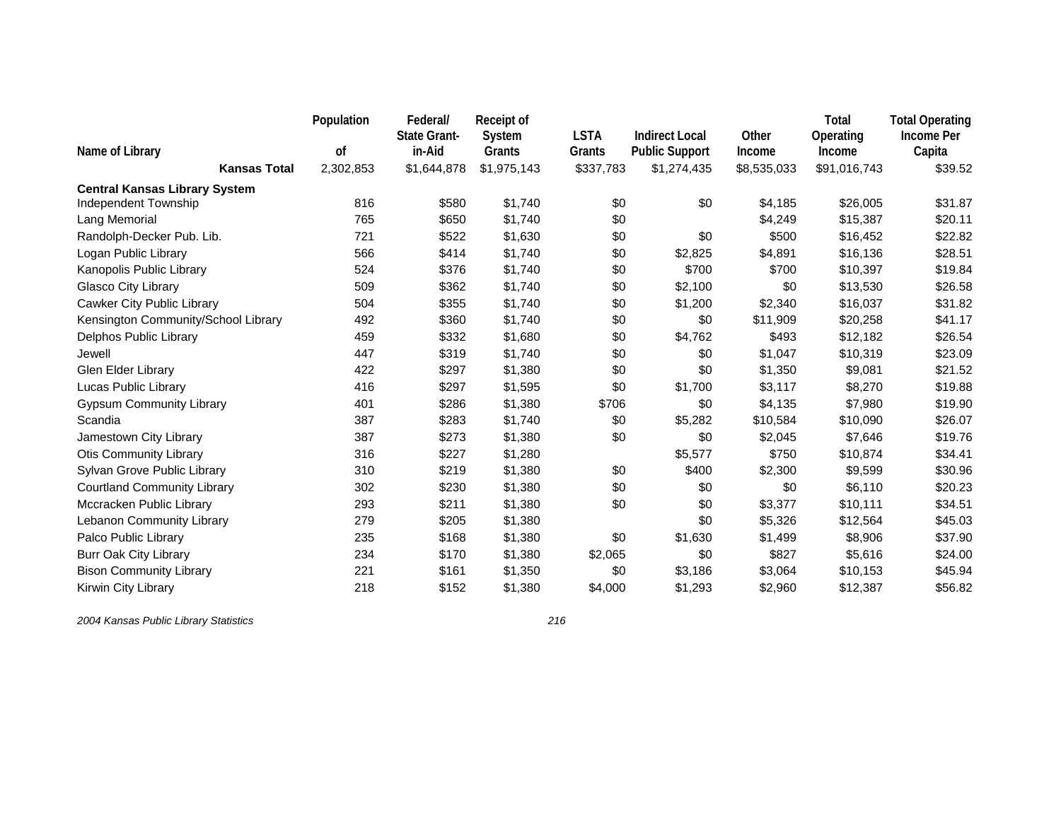| Name of Library | Population of | Federal/ State Grant-in-Aid | Receipt of System Grants | LSTA Grants | Indirect Local Public Support | Other Income | Total Operating Income | Total Operating Income Per Capita |
|---|---|---|---|---|---|---|---|---|
| **Kansas Total** | 2,302,853 | $1,644,878 | $1,975,143 | $337,783 | $1,274,435 | $8,535,033 | $91,016,743 | $39.52 |
| **Central Kansas Library System** | | | | | | | | |
| Independent Township | 816 | $580 | $1,740 | $0 | $0 | $4,185 | $26,005 | $31.87 |
| Lang Memorial | 765 | $650 | $1,740 | $0 | | $4,249 | $15,387 | $20.11 |
| Randolph-Decker Pub. Lib. | 721 | $522 | $1,630 | $0 | $0 | $500 | $16,452 | $22.82 |
| Logan Public Library | 566 | $414 | $1,740 | $0 | $2,825 | $4,891 | $16,136 | $28.51 |
| Kanopolis Public Library | 524 | $376 | $1,740 | $0 | $700 | $700 | $10,397 | $19.84 |
| Glasco City Library | 509 | $362 | $1,740 | $0 | $2,100 | $0 | $13,530 | $26.58 |
| Cawker City Public Library | 504 | $355 | $1,740 | $0 | $1,200 | $2,340 | $16,037 | $31.82 |
| Kensington Community/School Library | 492 | $360 | $1,740 | $0 | $0 | $11,909 | $20,258 | $41.17 |
| Delphos Public Library | 459 | $332 | $1,680 | $0 | $4,762 | $493 | $12,182 | $26.54 |
| Jewell | 447 | $319 | $1,740 | $0 | $0 | $1,047 | $10,319 | $23.09 |
| Glen Elder Library | 422 | $297 | $1,380 | $0 | $0 | $1,350 | $9,081 | $21.52 |
| Lucas Public Library | 416 | $297 | $1,595 | $0 | $1,700 | $3,117 | $8,270 | $19.88 |
| Gypsum Community Library | 401 | $286 | $1,380 | $706 | $0 | $4,135 | $7,980 | $19.90 |
| Scandia | 387 | $283 | $1,740 | $0 | $5,282 | $10,584 | $10,090 | $26.07 |
| Jamestown City Library | 387 | $273 | $1,380 | $0 | $0 | $2,045 | $7,646 | $19.76 |
| Otis Community Library | 316 | $227 | $1,280 | | $5,577 | $750 | $10,874 | $34.41 |
| Sylvan Grove Public Library | 310 | $219 | $1,380 | $0 | $400 | $2,300 | $9,599 | $30.96 |
| Courtland Community Library | 302 | $230 | $1,380 | $0 | $0 | $0 | $6,110 | $20.23 |
| Mccracken Public Library | 293 | $211 | $1,380 | $0 | $0 | $3,377 | $10,111 | $34.51 |
| Lebanon Community Library | 279 | $205 | $1,380 | | $0 | $5,326 | $12,564 | $45.03 |
| Palco Public Library | 235 | $168 | $1,380 | $0 | $1,630 | $1,499 | $8,906 | $37.90 |
| Burr Oak City Library | 234 | $170 | $1,380 | $2,065 | $0 | $827 | $5,616 | $24.00 |
| Bison Community Library | 221 | $161 | $1,350 | $0 | $3,186 | $3,064 | $10,153 | $45.94 |
| Kirwin City Library | 218 | $152 | $1,380 | $4,000 | $1,293 | $2,960 | $12,387 | $56.82 |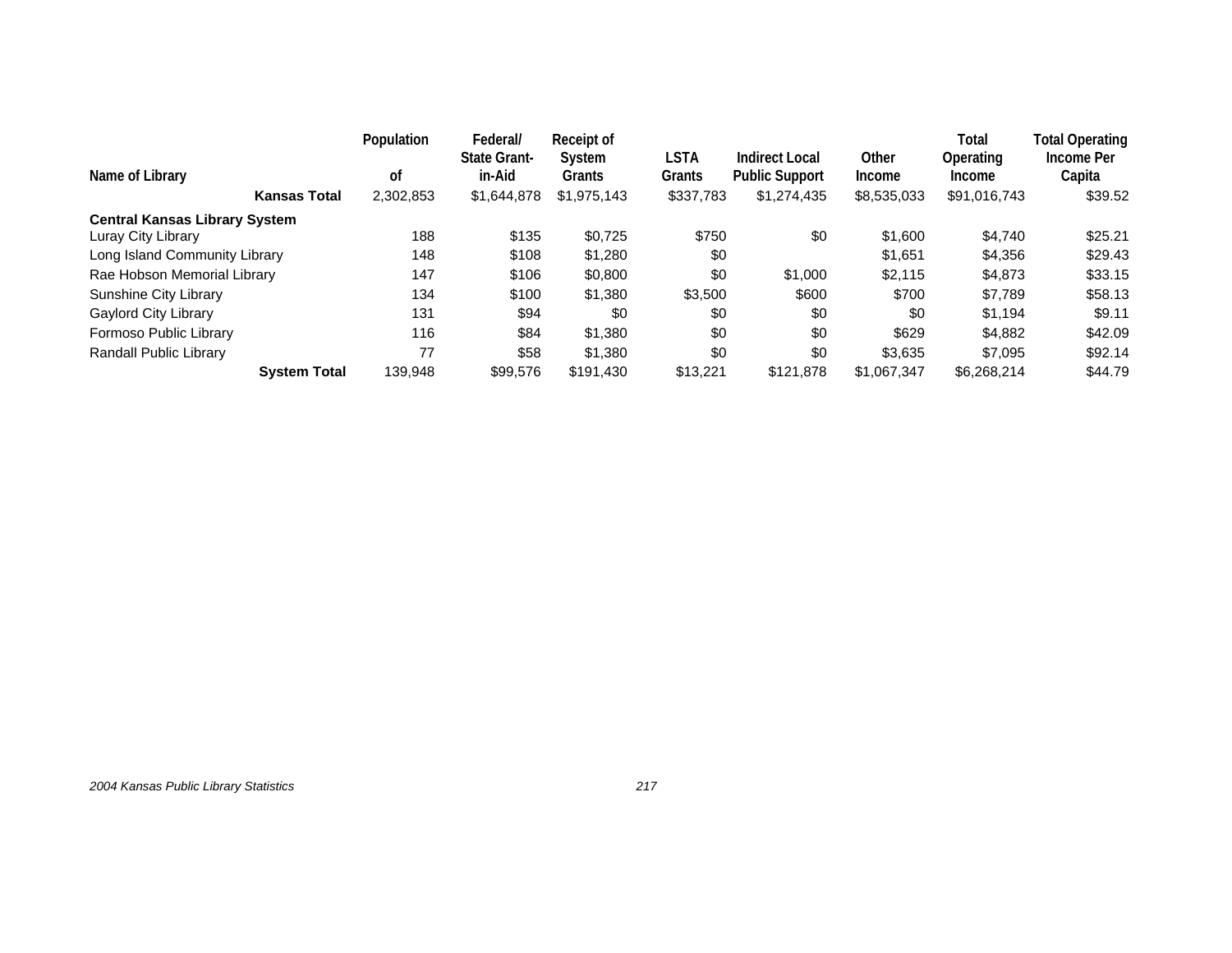| Name of Library | Population of | Federal/ State Grant-in-Aid | Receipt of System Grants | LSTA Grants | Indirect Local Public Support | Other Income | Total Operating Income | Total Operating Income Per Capita |
|---|---|---|---|---|---|---|---|---|
| **Kansas Total** | 2,302,853 | $1,644,878 | $1,975,143 | $337,783 | $1,274,435 | $8,535,033 | $91,016,743 | $39.52 |
| **Central Kansas Library System** | | | | | | | | |
| Luray City Library | 188 | $135 | $0,725 | $750 | $0 | $1,600 | $4,740 | $25.21 |
| Long Island Community Library | 148 | $108 | $1,280 | $0 | | $1,651 | $4,356 | $29.43 |
| Rae Hobson Memorial Library | 147 | $106 | $0,800 | $0 | $1,000 | $2,115 | $4,873 | $33.15 |
| Sunshine City Library | 134 | $100 | $1,380 | $3,500 | $600 | $700 | $7,789 | $58.13 |
| Gaylord City Library | 131 | $94 | $0 | $0 | $0 | $0 | $1,194 | $9.11 |
| Formoso Public Library | 116 | $84 | $1,380 | $0 | $0 | $629 | $4,882 | $42.09 |
| Randall Public Library | 77 | $58 | $1,380 | $0 | $0 | $3,635 | $7,095 | $92.14 |
| **System Total** | 139,948 | $99,576 | $191,430 | $13,221 | $121,878 | $1,067,347 | $6,268,214 | $44.79 |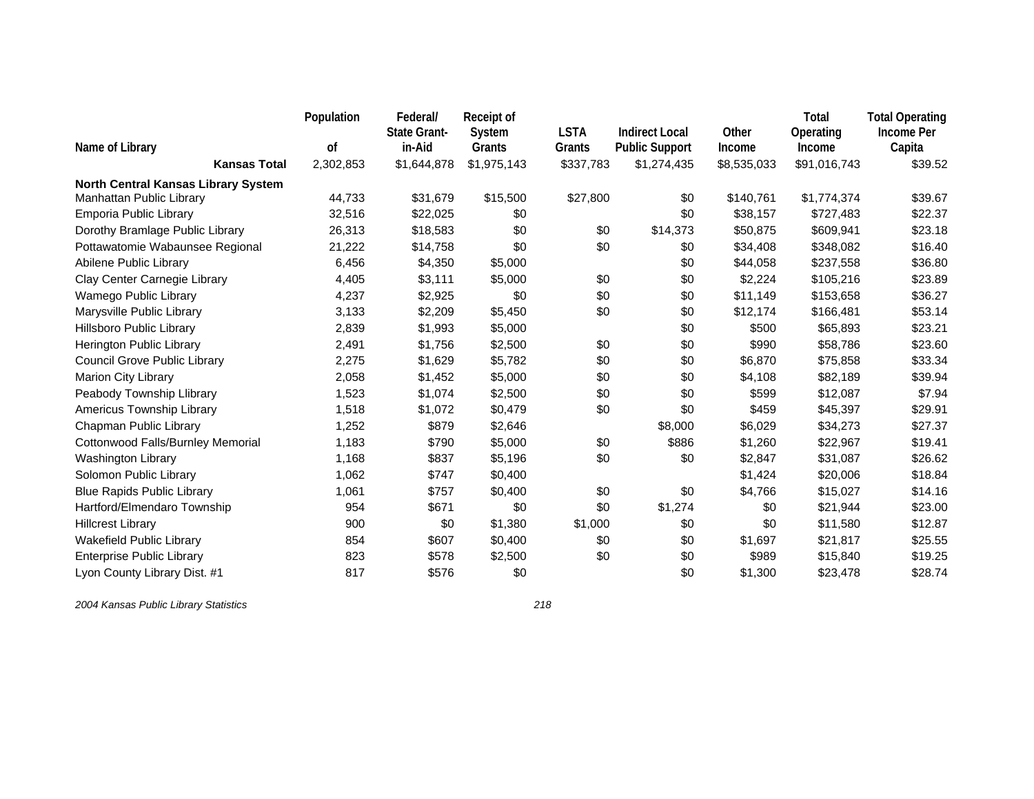| Name of Library | Population of | Federal/ State Grant-in-Aid | Receipt of System Grants | LSTA Grants | Indirect Local Public Support | Other Income | Total Operating Income | Total Operating Income Per Capita |
|---|---|---|---|---|---|---|---|---|
| **Kansas Total** | 2,302,853 | $1,644,878 | $1,975,143 | $337,783 | $1,274,435 | $8,535,033 | $91,016,743 | $39.52 |
| **North Central Kansas Library System** | | | | | | | | |
| Manhattan Public Library | 44,733 | $31,679 | $15,500 | $27,800 | $0 | $140,761 | $1,774,374 | $39.67 |
| Emporia Public Library | 32,516 | $22,025 | $0 | | $0 | $38,157 | $727,483 | $22.37 |
| Dorothy Bramlage Public Library | 26,313 | $18,583 | $0 | $0 | $14,373 | $50,875 | $609,941 | $23.18 |
| Pottawatomie Wabaunsee Regional | 21,222 | $14,758 | $0 | $0 | $0 | $34,408 | $348,082 | $16.40 |
| Abilene Public Library | 6,456 | $4,350 | $5,000 | | $0 | $44,058 | $237,558 | $36.80 |
| Clay Center Carnegie Library | 4,405 | $3,111 | $5,000 | $0 | $0 | $2,224 | $105,216 | $23.89 |
| Wamego Public Library | 4,237 | $2,925 | $0 | $0 | $0 | $11,149 | $153,658 | $36.27 |
| Marysville Public Library | 3,133 | $2,209 | $5,450 | $0 | $0 | $12,174 | $166,481 | $53.14 |
| Hillsboro Public Library | 2,839 | $1,993 | $5,000 | | $0 | $500 | $65,893 | $23.21 |
| Herington Public Library | 2,491 | $1,756 | $2,500 | $0 | $0 | $990 | $58,786 | $23.60 |
| Council Grove Public Library | 2,275 | $1,629 | $5,782 | $0 | $0 | $6,870 | $75,858 | $33.34 |
| Marion City Library | 2,058 | $1,452 | $5,000 | $0 | $0 | $4,108 | $82,189 | $39.94 |
| Peabody Township Llibrary | 1,523 | $1,074 | $2,500 | $0 | $0 | $599 | $12,087 | $7.94 |
| Americus Township Library | 1,518 | $1,072 | $0,479 | $0 | $0 | $459 | $45,397 | $29.91 |
| Chapman Public Library | 1,252 | $879 | $2,646 | | $8,000 | $6,029 | $34,273 | $27.37 |
| Cottonwood Falls/Burnley Memorial | 1,183 | $790 | $5,000 | $0 | $886 | $1,260 | $22,967 | $19.41 |
| Washington Library | 1,168 | $837 | $5,196 | $0 | $0 | $2,847 | $31,087 | $26.62 |
| Solomon Public Library | 1,062 | $747 | $0,400 | | | $1,424 | $20,006 | $18.84 |
| Blue Rapids Public Library | 1,061 | $757 | $0,400 | $0 | $0 | $4,766 | $15,027 | $14.16 |
| Hartford/Elmendaro Township | 954 | $671 | $0 | $0 | $1,274 | $0 | $21,944 | $23.00 |
| Hillcrest Library | 900 | $0 | $1,380 | $1,000 | $0 | $0 | $11,580 | $12.87 |
| Wakefield Public Library | 854 | $607 | $0,400 | $0 | $0 | $1,697 | $21,817 | $25.55 |
| Enterprise Public Library | 823 | $578 | $2,500 | $0 | $0 | $989 | $15,840 | $19.25 |
| Lyon County Library Dist. #1 | 817 | $576 | $0 | | $0 | $1,300 | $23,478 | $28.74 |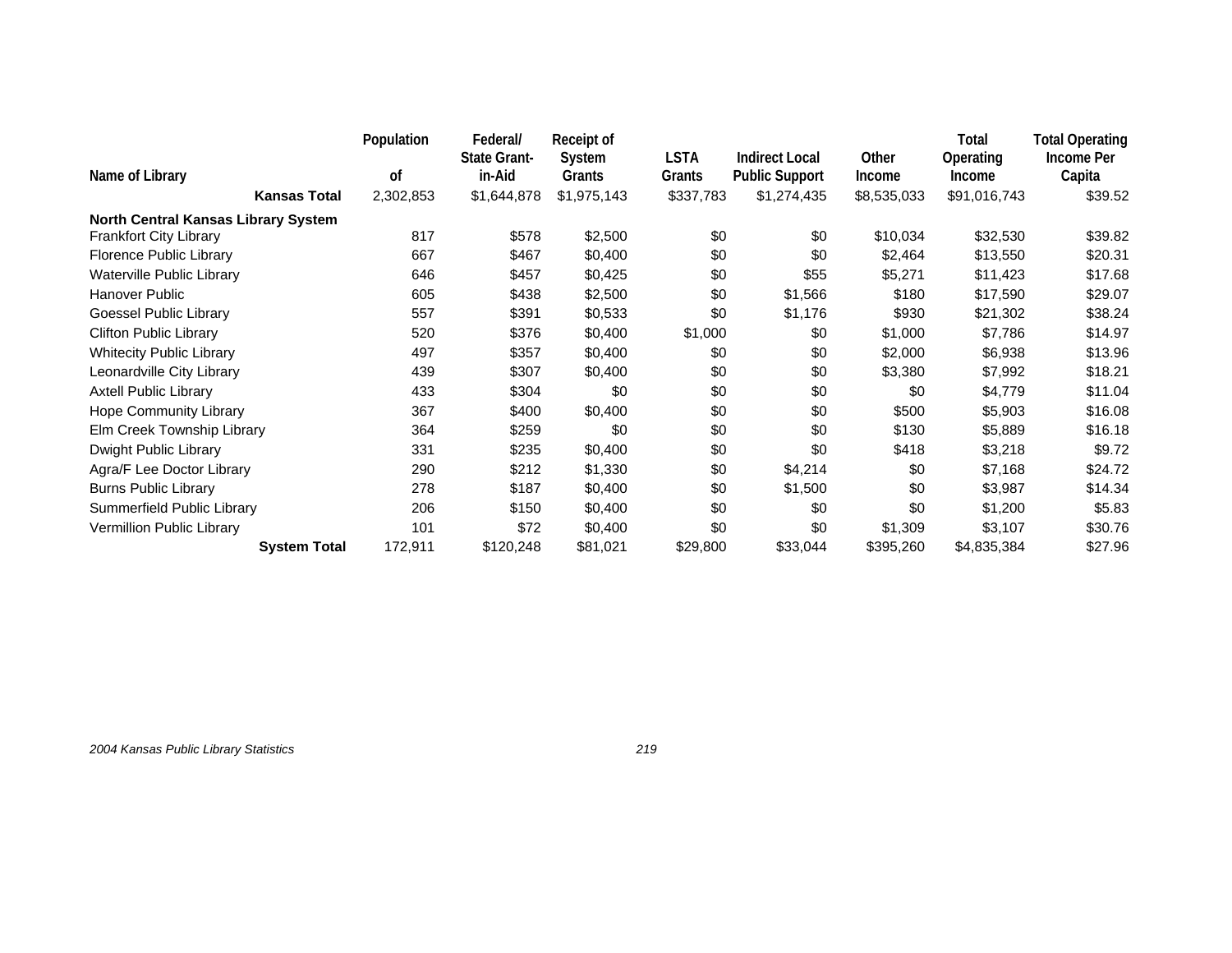| Name of Library | Population of | Federal/ State Grant-in-Aid | Receipt of System Grants | LSTA Grants | Indirect Local Public Support | Other Income | Total Operating Income | Total Operating Income Per Capita |
|---|---|---|---|---|---|---|---|---|
| **Kansas Total** | 2,302,853 | $1,644,878 | $1,975,143 | $337,783 | $1,274,435 | $8,535,033 | $91,016,743 | $39.52 |
| **North Central Kansas Library System** | | | | | | | | |
| Frankfort City Library | 817 | $578 | $2,500 | $0 | $0 | $10,034 | $32,530 | $39.82 |
| Florence Public Library | 667 | $467 | $0,400 | $0 | $0 | $2,464 | $13,550 | $20.31 |
| Waterville Public Library | 646 | $457 | $0,425 | $0 | $55 | $5,271 | $11,423 | $17.68 |
| Hanover Public | 605 | $438 | $2,500 | $0 | $1,566 | $180 | $17,590 | $29.07 |
| Goessel Public Library | 557 | $391 | $0,533 | $0 | $1,176 | $930 | $21,302 | $38.24 |
| Clifton Public Library | 520 | $376 | $0,400 | $1,000 | $0 | $1,000 | $7,786 | $14.97 |
| Whitecity Public Library | 497 | $357 | $0,400 | $0 | $0 | $2,000 | $6,938 | $13.96 |
| Leonardville City Library | 439 | $307 | $0,400 | $0 | $0 | $3,380 | $7,992 | $18.21 |
| Axtell Public Library | 433 | $304 | $0 | $0 | $0 | $0 | $4,779 | $11.04 |
| Hope Community Library | 367 | $400 | $0,400 | $0 | $0 | $500 | $5,903 | $16.08 |
| Elm Creek Township Library | 364 | $259 | $0 | $0 | $0 | $130 | $5,889 | $16.18 |
| Dwight Public Library | 331 | $235 | $0,400 | $0 | $0 | $418 | $3,218 | $9.72 |
| Agra/F Lee Doctor Library | 290 | $212 | $1,330 | $0 | $4,214 | $0 | $7,168 | $24.72 |
| Burns Public Library | 278 | $187 | $0,400 | $0 | $1,500 | $0 | $3,987 | $14.34 |
| Summerfield Public Library | 206 | $150 | $0,400 | $0 | $0 | $0 | $1,200 | $5.83 |
| Vermillion Public Library | 101 | $72 | $0,400 | $0 | $0 | $1,309 | $3,107 | $30.76 |
| **System Total** | 172,911 | $120,248 | $81,021 | $29,800 | $33,044 | $395,260 | $4,835,384 | $27.96 |

*2004 Kansas Public Library Statistics*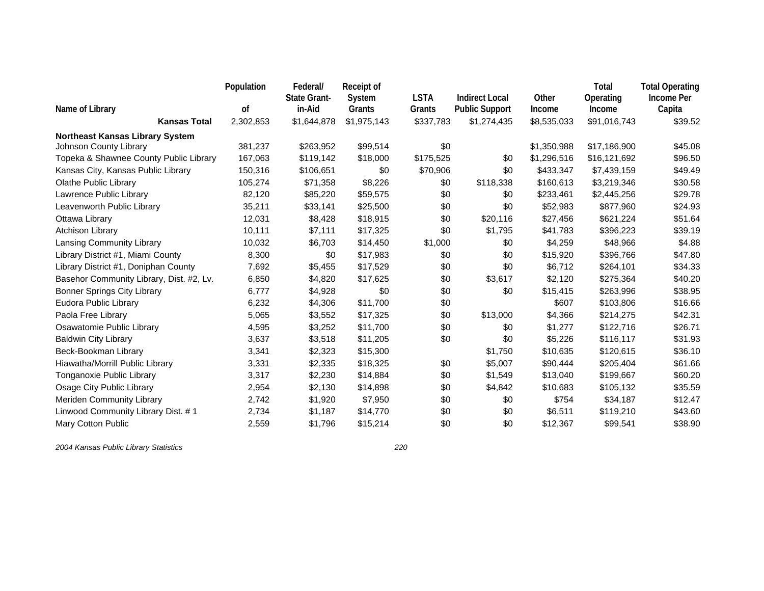| Name of Library | Population of | Federal/ State Grant-in-Aid | Receipt of System Grants | LSTA Grants | Indirect Local Public Support | Other Income | Total Operating Income | Total Operating Income Per Capita |
|---|---|---|---|---|---|---|---|---|
| **Kansas Total** | 2,302,853 | $1,644,878 | $1,975,143 | $337,783 | $1,274,435 | $8,535,033 | $91,016,743 | $39.52 |
| **Northeast Kansas Library System** | | | | | | | | |
| Johnson County Library | 381,237 | $263,952 | $99,514 | $0 | | $1,350,988 | $17,186,900 | $45.08 |
| Topeka & Shawnee County Public Library | 167,063 | $119,142 | $18,000 | $175,525 | $0 | $1,296,516 | $16,121,692 | $96.50 |
| Kansas City, Kansas Public Library | 150,316 | $106,651 | $0 | $70,906 | $0 | $433,347 | $7,439,159 | $49.49 |
| Olathe Public Library | 105,274 | $71,358 | $8,226 | $0 | $118,338 | $160,613 | $3,219,346 | $30.58 |
| Lawrence Public Library | 82,120 | $85,220 | $59,575 | $0 | $0 | $233,461 | $2,445,256 | $29.78 |
| Leavenworth Public Library | 35,211 | $33,141 | $25,500 | $0 | $0 | $52,983 | $877,960 | $24.93 |
| Ottawa Library | 12,031 | $8,428 | $18,915 | $0 | $20,116 | $27,456 | $621,224 | $51.64 |
| Atchison Library | 10,111 | $7,111 | $17,325 | $0 | $1,795 | $41,783 | $396,223 | $39.19 |
| Lansing Community Library | 10,032 | $6,703 | $14,450 | $1,000 | $0 | $4,259 | $48,966 | $4.88 |
| Library District #1, Miami County | 8,300 | $0 | $17,983 | $0 | $0 | $15,920 | $396,766 | $47.80 |
| Library District #1, Doniphan County | 7,692 | $5,455 | $17,529 | $0 | $0 | $6,712 | $264,101 | $34.33 |
| Basehor Community Library, Dist. #2, Lv. | 6,850 | $4,820 | $17,625 | $0 | $3,617 | $2,120 | $275,364 | $40.20 |
| Bonner Springs City Library | 6,777 | $4,928 | $0 | $0 | $0 | $15,415 | $263,996 | $38.95 |
| Eudora Public Library | 6,232 | $4,306 | $11,700 | $0 | | $607 | $103,806 | $16.66 |
| Paola Free Library | 5,065 | $3,552 | $17,325 | $0 | $13,000 | $4,366 | $214,275 | $42.31 |
| Osawatomie Public Library | 4,595 | $3,252 | $11,700 | $0 | $0 | $1,277 | $122,716 | $26.71 |
| Baldwin City Library | 3,637 | $3,518 | $11,205 | $0 | $0 | $5,226 | $116,117 | $31.93 |
| Beck-Bookman Library | 3,341 | $2,323 | $15,300 | | $1,750 | $10,635 | $120,615 | $36.10 |
| Hiawatha/Morrill Public Library | 3,331 | $2,335 | $18,325 | $0 | $5,007 | $90,444 | $205,404 | $61.66 |
| Tonganoxie Public Library | 3,317 | $2,230 | $14,884 | $0 | $1,549 | $13,040 | $199,667 | $60.20 |
| Osage City Public Library | 2,954 | $2,130 | $14,898 | $0 | $4,842 | $10,683 | $105,132 | $35.59 |
| Meriden Community Library | 2,742 | $1,920 | $7,950 | $0 | $0 | $754 | $34,187 | $12.47 |
| Linwood Community Library Dist. # 1 | 2,734 | $1,187 | $14,770 | $0 | $0 | $6,511 | $119,210 | $43.60 |
| Mary Cotton Public | 2,559 | $1,796 | $15,214 | $0 | $0 | $12,367 | $99,541 | $38.90 |

*2004 Kansas Public Library Statistics*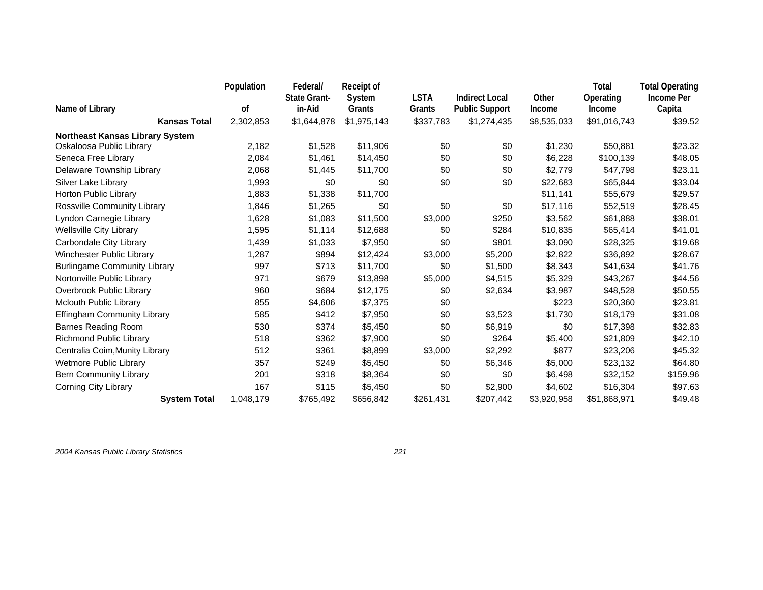| Name of Library | Population of | Federal/ State Grant-in-Aid | Receipt of System Grants | LSTA Grants | Indirect Local Public Support | Other Income | Total Operating Income | Total Operating Income Per Capita |
|---|---|---|---|---|---|---|---|---|
| **Kansas Total** | 2,302,853 | $1,644,878 | $1,975,143 | $337,783 | $1,274,435 | $8,535,033 | $91,016,743 | $39.52 |
| **Northeast Kansas Library System** | | | | | | | | |
| Oskaloosa Public Library | 2,182 | $1,528 | $11,906 | $0 | $0 | $1,230 | $50,881 | $23.32 |
| Seneca Free Library | 2,084 | $1,461 | $14,450 | $0 | $0 | $6,228 | $100,139 | $48.05 |
| Delaware Township Library | 2,068 | $1,445 | $11,700 | $0 | $0 | $2,779 | $47,798 | $23.11 |
| Silver Lake Library | 1,993 | $0 | $0 | $0 | $0 | $22,683 | $65,844 | $33.04 |
| Horton Public Library | 1,883 | $1,338 | $11,700 | | | $11,141 | $55,679 | $29.57 |
| Rossville Community Library | 1,846 | $1,265 | $0 | $0 | $0 | $17,116 | $52,519 | $28.45 |
| Lyndon Carnegie Library | 1,628 | $1,083 | $11,500 | $3,000 | $250 | $3,562 | $61,888 | $38.01 |
| Wellsville City Library | 1,595 | $1,114 | $12,688 | $0 | $284 | $10,835 | $65,414 | $41.01 |
| Carbondale City Library | 1,439 | $1,033 | $7,950 | $0 | $801 | $3,090 | $28,325 | $19.68 |
| Winchester Public Library | 1,287 | $894 | $12,424 | $3,000 | $5,200 | $2,822 | $36,892 | $28.67 |
| Burlingame Community Library | 997 | $713 | $11,700 | $0 | $1,500 | $8,343 | $41,634 | $41.76 |
| Nortonville Public Library | 971 | $679 | $13,898 | $5,000 | $4,515 | $5,329 | $43,267 | $44.56 |
| Overbrook Public Library | 960 | $684 | $12,175 | $0 | $2,634 | $3,987 | $48,528 | $50.55 |
| Mclouth Public Library | 855 | $4,606 | $7,375 | $0 | | $223 | $20,360 | $23.81 |
| Effingham Community Library | 585 | $412 | $7,950 | $0 | $3,523 | $1,730 | $18,179 | $31.08 |
| Barnes Reading Room | 530 | $374 | $5,450 | $0 | $6,919 | $0 | $17,398 | $32.83 |
| Richmond Public Library | 518 | $362 | $7,900 | $0 | $264 | $5,400 | $21,809 | $42.10 |
| Centralia Coim,Munity Library | 512 | $361 | $8,899 | $3,000 | $2,292 | $877 | $23,206 | $45.32 |
| Wetmore Public Library | 357 | $249 | $5,450 | $0 | $6,346 | $5,000 | $23,132 | $64.80 |
| Bern Community Library | 201 | $318 | $8,364 | $0 | $0 | $6,498 | $32,152 | $159.96 |
| Corning City Library | 167 | $115 | $5,450 | $0 | $2,900 | $4,602 | $16,304 | $97.63 |
| **System Total** | 1,048,179 | $765,492 | $656,842 | $261,431 | $207,442 | $3,920,958 | $51,868,971 | $49.48 |

*2004 Kansas Public Library Statistics*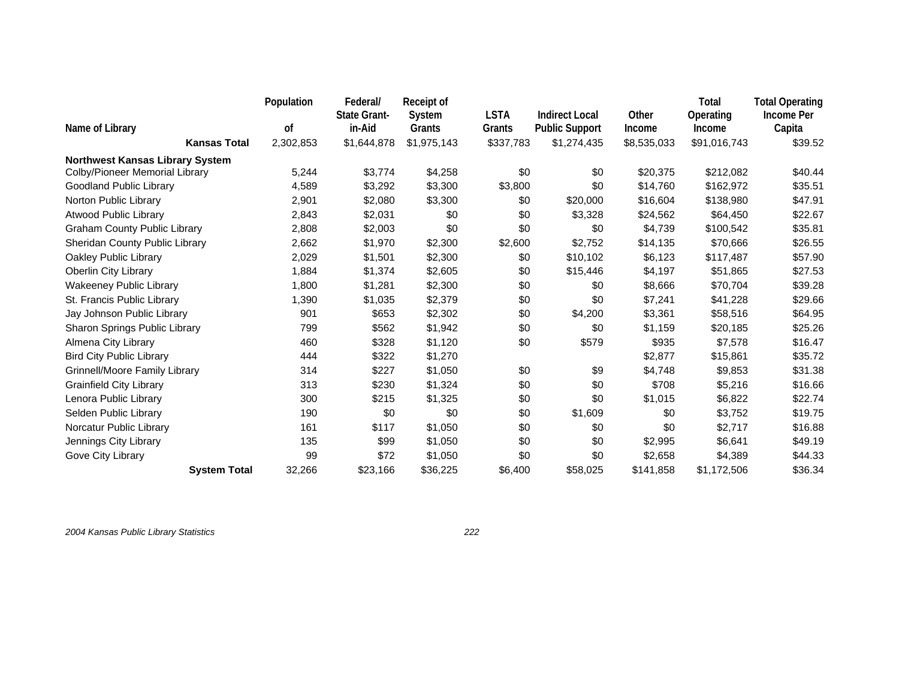| Name of Library | Population of | Federal/ State Grant-in-Aid | Receipt of System Grants | LSTA Grants | Indirect Local Public Support | Other Income | Total Operating Income | Total Operating Income Per Capita |
|---|---|---|---|---|---|---|---|---|
| **Kansas Total** | 2,302,853 | $1,644,878 | $1,975,143 | $337,783 | $1,274,435 | $8,535,033 | $91,016,743 | $39.52 |
| **Northwest Kansas Library System** | | | | | | | | |
| Colby/Pioneer Memorial Library | 5,244 | $3,774 | $4,258 | $0 | $0 | $20,375 | $212,082 | $40.44 |
| Goodland Public Library | 4,589 | $3,292 | $3,300 | $3,800 | $0 | $14,760 | $162,972 | $35.51 |
| Norton Public Library | 2,901 | $2,080 | $3,300 | $0 | $20,000 | $16,604 | $138,980 | $47.91 |
| Atwood Public Library | 2,843 | $2,031 | $0 | $0 | $3,328 | $24,562 | $64,450 | $22.67 |
| Graham County Public Library | 2,808 | $2,003 | $0 | $0 | $0 | $4,739 | $100,542 | $35.81 |
| Sheridan County Public Library | 2,662 | $1,970 | $2,300 | $2,600 | $2,752 | $14,135 | $70,666 | $26.55 |
| Oakley Public Library | 2,029 | $1,501 | $2,300 | $0 | $10,102 | $6,123 | $117,487 | $57.90 |
| Oberlin City Library | 1,884 | $1,374 | $2,605 | $0 | $15,446 | $4,197 | $51,865 | $27.53 |
| Wakeeney Public Library | 1,800 | $1,281 | $2,300 | $0 | $0 | $8,666 | $70,704 | $39.28 |
| St. Francis Public Library | 1,390 | $1,035 | $2,379 | $0 | $0 | $7,241 | $41,228 | $29.66 |
| Jay Johnson Public Library | 901 | $653 | $2,302 | $0 | $4,200 | $3,361 | $58,516 | $64.95 |
| Sharon Springs Public Library | 799 | $562 | $1,942 | $0 | $0 | $1,159 | $20,185 | $25.26 |
| Almena City Library | 460 | $328 | $1,120 | $0 | $579 | $935 | $7,578 | $16.47 |
| Bird City Public Library | 444 | $322 | $1,270 | | | $2,877 | $15,861 | $35.72 |
| Grinnell/Moore Family Library | 314 | $227 | $1,050 | $0 | $9 | $4,748 | $9,853 | $31.38 |
| Grainfield City Library | 313 | $230 | $1,324 | $0 | $0 | $708 | $5,216 | $16.66 |
| Lenora Public Library | 300 | $215 | $1,325 | $0 | $0 | $1,015 | $6,822 | $22.74 |
| Selden Public Library | 190 | $0 | $0 | $0 | $1,609 | $0 | $3,752 | $19.75 |
| Norcatur Public Library | 161 | $117 | $1,050 | $0 | $0 | $0 | $2,717 | $16.88 |
| Jennings City Library | 135 | $99 | $1,050 | $0 | $0 | $2,995 | $6,641 | $49.19 |
| Gove City Library | 99 | $72 | $1,050 | $0 | $0 | $2,658 | $4,389 | $44.33 |
| **System Total** | 32,266 | $23,166 | $36,225 | $6,400 | $58,025 | $141,858 | $1,172,506 | $36.34 |

*2004 Kansas Public Library Statistics*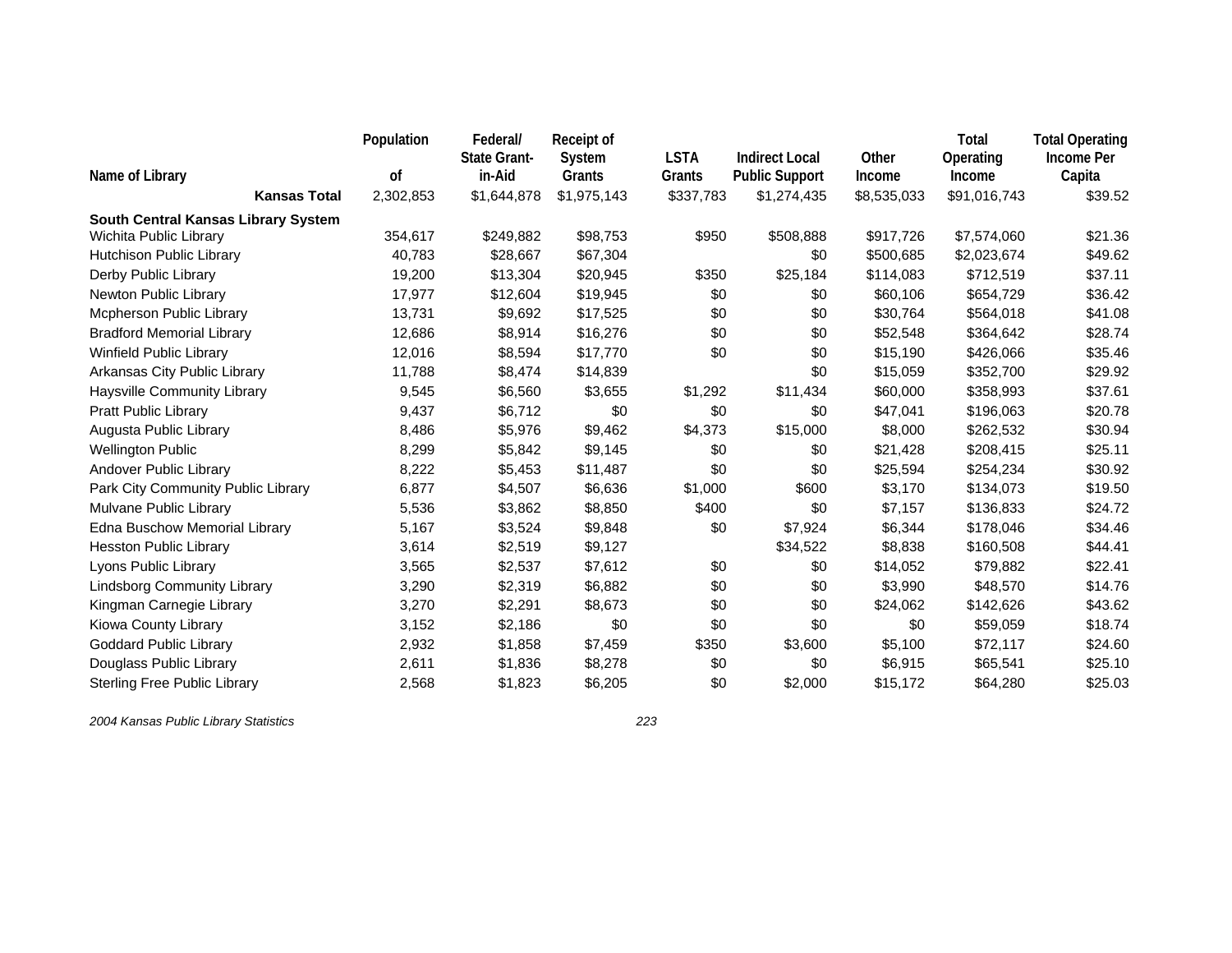| Name of Library | Population of | Federal/ State Grant-in-Aid | Receipt of System Grants | LSTA Grants | Indirect Local Public Support | Other Income | Total Operating Income | Total Operating Income Per Capita |
|---|---|---|---|---|---|---|---|---|
| **Kansas Total** | 2,302,853 | $1,644,878 | $1,975,143 | $337,783 | $1,274,435 | $8,535,033 | $91,016,743 | $39.52 |
| **South Central Kansas Library System** | | | | | | | | |
| Wichita Public Library | 354,617 | $249,882 | $98,753 | $950 | $508,888 | $917,726 | $7,574,060 | $21.36 |
| Hutchison Public Library | 40,783 | $28,667 | $67,304 | | $0 | $500,685 | $2,023,674 | $49.62 |
| Derby Public Library | 19,200 | $13,304 | $20,945 | $350 | $25,184 | $114,083 | $712,519 | $37.11 |
| Newton Public Library | 17,977 | $12,604 | $19,945 | $0 | $0 | $60,106 | $654,729 | $36.42 |
| Mcpherson Public Library | 13,731 | $9,692 | $17,525 | $0 | $0 | $30,764 | $564,018 | $41.08 |
| Bradford Memorial Library | 12,686 | $8,914 | $16,276 | $0 | $0 | $52,548 | $364,642 | $28.74 |
| Winfield Public Library | 12,016 | $8,594 | $17,770 | $0 | $0 | $15,190 | $426,066 | $35.46 |
| Arkansas City Public Library | 11,788 | $8,474 | $14,839 | | $0 | $15,059 | $352,700 | $29.92 |
| Haysville Community Library | 9,545 | $6,560 | $3,655 | $1,292 | $11,434 | $60,000 | $358,993 | $37.61 |
| Pratt Public Library | 9,437 | $6,712 | $0 | $0 | $0 | $47,041 | $196,063 | $20.78 |
| Augusta Public Library | 8,486 | $5,976 | $9,462 | $4,373 | $15,000 | $8,000 | $262,532 | $30.94 |
| Wellington Public | 8,299 | $5,842 | $9,145 | $0 | $0 | $21,428 | $208,415 | $25.11 |
| Andover Public Library | 8,222 | $5,453 | $11,487 | $0 | $0 | $25,594 | $254,234 | $30.92 |
| Park City Community Public Library | 6,877 | $4,507 | $6,636 | $1,000 | $600 | $3,170 | $134,073 | $19.50 |
| Mulvane Public Library | 5,536 | $3,862 | $8,850 | $400 | $0 | $7,157 | $136,833 | $24.72 |
| Edna Buschow Memorial Library | 5,167 | $3,524 | $9,848 | $0 | $7,924 | $6,344 | $178,046 | $34.46 |
| Hesston Public Library | 3,614 | $2,519 | $9,127 | | $34,522 | $8,838 | $160,508 | $44.41 |
| Lyons Public Library | 3,565 | $2,537 | $7,612 | $0 | $0 | $14,052 | $79,882 | $22.41 |
| Lindsborg Community Library | 3,290 | $2,319 | $6,882 | $0 | $0 | $3,990 | $48,570 | $14.76 |
| Kingman Carnegie Library | 3,270 | $2,291 | $8,673 | $0 | $0 | $24,062 | $142,626 | $43.62 |
| Kiowa County Library | 3,152 | $2,186 | $0 | $0 | $0 | $0 | $59,059 | $18.74 |
| Goddard Public Library | 2,932 | $1,858 | $7,459 | $350 | $3,600 | $5,100 | $72,117 | $24.60 |
| Douglass Public Library | 2,611 | $1,836 | $8,278 | $0 | $0 | $6,915 | $65,541 | $25.10 |
| Sterling Free Public Library | 2,568 | $1,823 | $6,205 | $0 | $2,000 | $15,172 | $64,280 | $25.03 |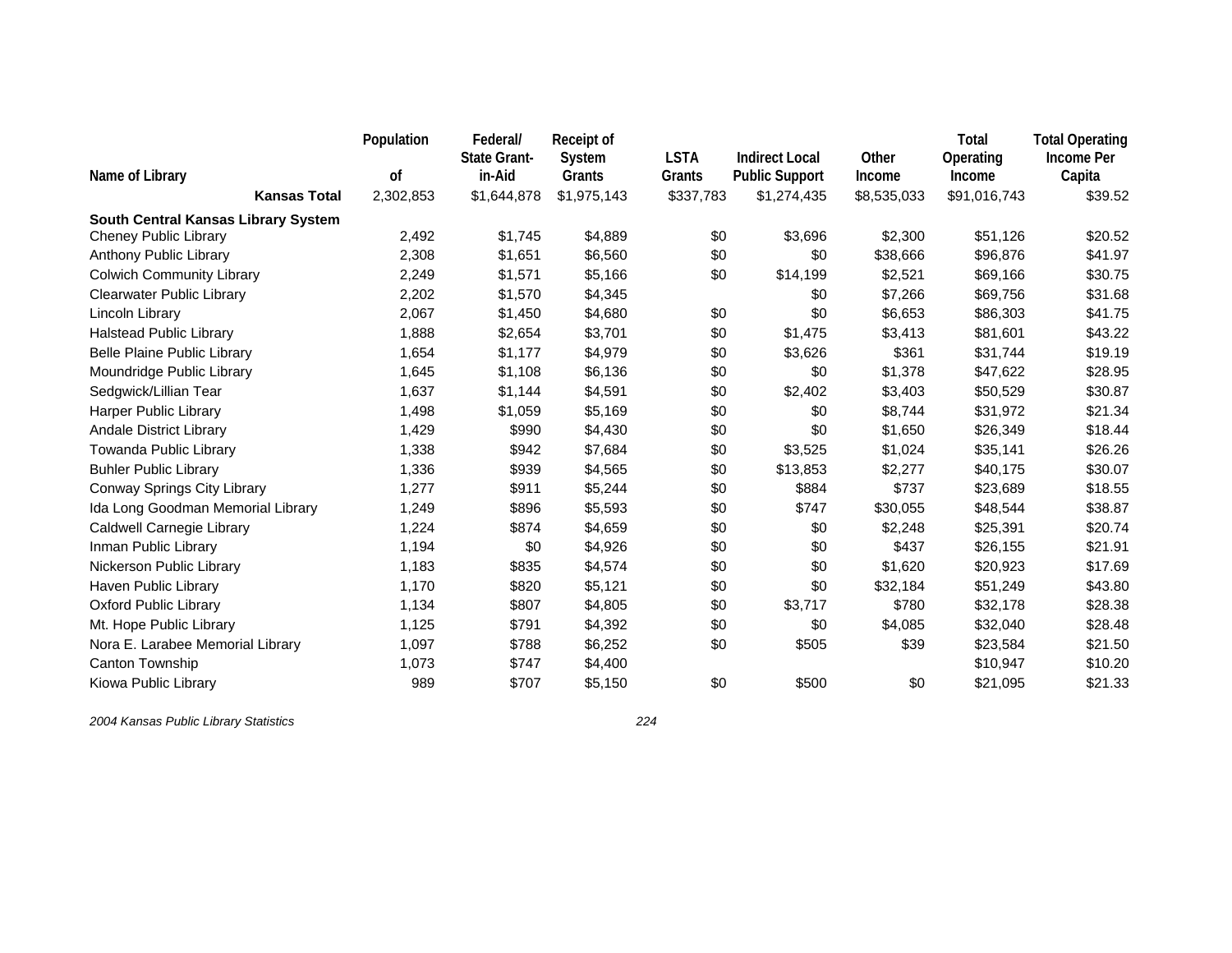| Name of Library | Population of | Federal/ State Grant-in-Aid | Receipt of System Grants | LSTA Grants | Indirect Local Public Support | Other Income | Total Operating Income | Total Operating Income Per Capita |
|---|---|---|---|---|---|---|---|---|
| **Kansas Total** | 2,302,853 | $1,644,878 | $1,975,143 | $337,783 | $1,274,435 | $8,535,033 | $91,016,743 | $39.52 |
| **South Central Kansas Library System** | | | | | | | | |
| Cheney Public Library | 2,492 | $1,745 | $4,889 | $0 | $3,696 | $2,300 | $51,126 | $20.52 |
| Anthony Public Library | 2,308 | $1,651 | $6,560 | $0 | $0 | $38,666 | $96,876 | $41.97 |
| Colwich Community Library | 2,249 | $1,571 | $5,166 | $0 | $14,199 | $2,521 | $69,166 | $30.75 |
| Clearwater Public Library | 2,202 | $1,570 | $4,345 | | $0 | $7,266 | $69,756 | $31.68 |
| Lincoln Library | 2,067 | $1,450 | $4,680 | $0 | $0 | $6,653 | $86,303 | $41.75 |
| Halstead Public Library | 1,888 | $2,654 | $3,701 | $0 | $1,475 | $3,413 | $81,601 | $43.22 |
| Belle Plaine Public Library | 1,654 | $1,177 | $4,979 | $0 | $3,626 | $361 | $31,744 | $19.19 |
| Moundridge Public Library | 1,645 | $1,108 | $6,136 | $0 | $0 | $1,378 | $47,622 | $28.95 |
| Sedgwick/Lillian Tear | 1,637 | $1,144 | $4,591 | $0 | $2,402 | $3,403 | $50,529 | $30.87 |
| Harper Public Library | 1,498 | $1,059 | $5,169 | $0 | $0 | $8,744 | $31,972 | $21.34 |
| Andale District Library | 1,429 | $990 | $4,430 | $0 | $0 | $1,650 | $26,349 | $18.44 |
| Towanda Public Library | 1,338 | $942 | $7,684 | $0 | $3,525 | $1,024 | $35,141 | $26.26 |
| Buhler Public Library | 1,336 | $939 | $4,565 | $0 | $13,853 | $2,277 | $40,175 | $30.07 |
| Conway Springs City Library | 1,277 | $911 | $5,244 | $0 | $884 | $737 | $23,689 | $18.55 |
| Ida Long Goodman Memorial Library | 1,249 | $896 | $5,593 | $0 | $747 | $30,055 | $48,544 | $38.87 |
| Caldwell Carnegie Library | 1,224 | $874 | $4,659 | $0 | $0 | $2,248 | $25,391 | $20.74 |
| Inman Public Library | 1,194 | $0 | $4,926 | $0 | $0 | $437 | $26,155 | $21.91 |
| Nickerson Public Library | 1,183 | $835 | $4,574 | $0 | $0 | $1,620 | $20,923 | $17.69 |
| Haven Public Library | 1,170 | $820 | $5,121 | $0 | $0 | $32,184 | $51,249 | $43.80 |
| Oxford Public Library | 1,134 | $807 | $4,805 | $0 | $3,717 | $780 | $32,178 | $28.38 |
| Mt. Hope Public Library | 1,125 | $791 | $4,392 | $0 | $0 | $4,085 | $32,040 | $28.48 |
| Nora E. Larabee Memorial Library | 1,097 | $788 | $6,252 | $0 | $505 | $39 | $23,584 | $21.50 |
| Canton Township | 1,073 | $747 | $4,400 | | | | $10,947 | $10.20 |
| Kiowa Public Library | 989 | $707 | $5,150 | $0 | $500 | $0 | $21,095 | $21.33 |

*2004 Kansas Public Library Statistics*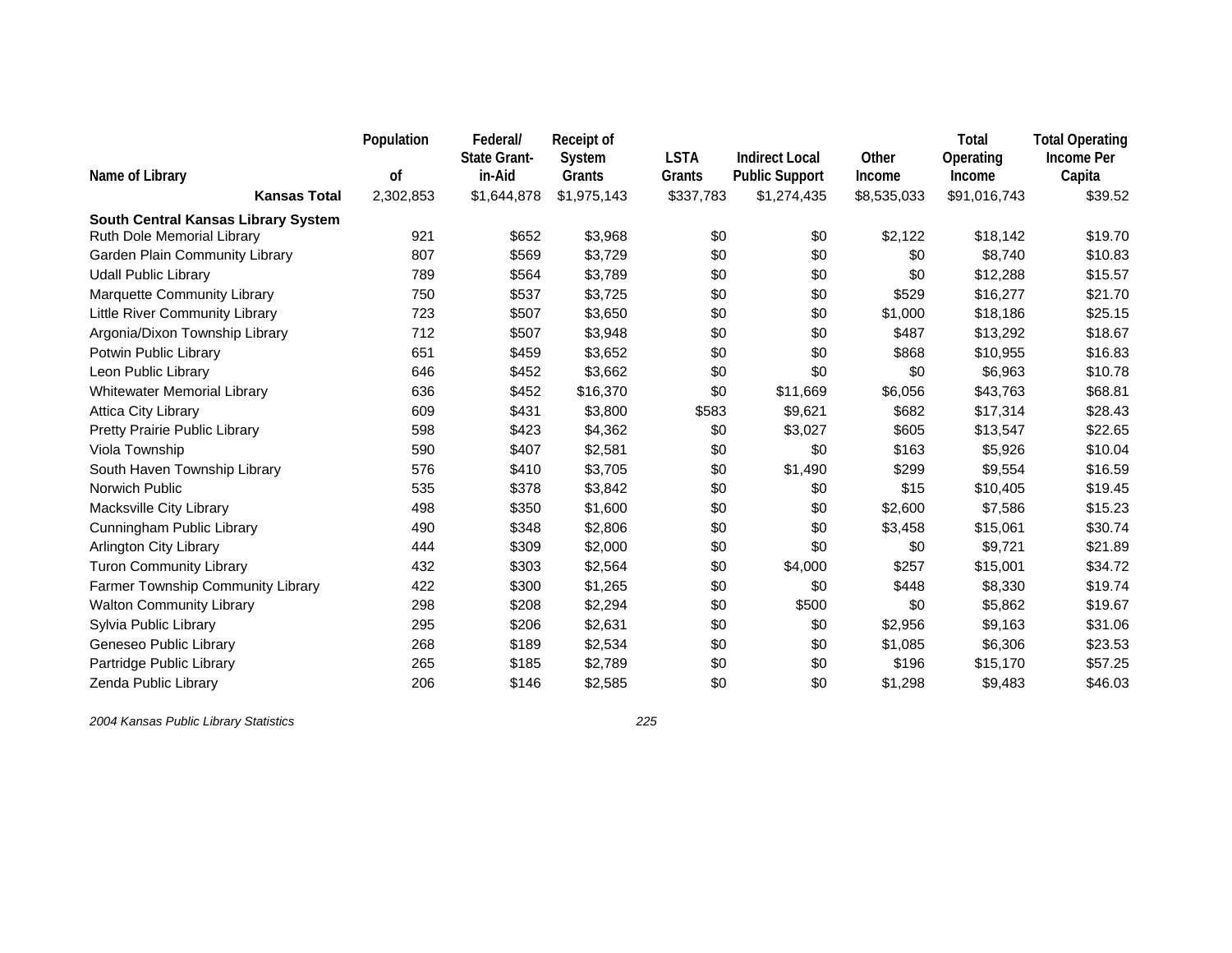| Name of Library | Population of | Federal/ State Grant-in-Aid | Receipt of System Grants | LSTA Grants | Indirect Local Public Support | Other Income | Total Operating Income | Total Operating Income Per Capita |
|---|---|---|---|---|---|---|---|---|
| **Kansas Total** | 2,302,853 | $1,644,878 | $1,975,143 | $337,783 | $1,274,435 | $8,535,033 | $91,016,743 | $39.52 |
| **South Central Kansas Library System** | | | | | | | | |
| Ruth Dole Memorial Library | 921 | $652 | $3,968 | $0 | $0 | $2,122 | $18,142 | $19.70 |
| Garden Plain Community Library | 807 | $569 | $3,729 | $0 | $0 | $0 | $8,740 | $10.83 |
| Udall Public Library | 789 | $564 | $3,789 | $0 | $0 | $0 | $12,288 | $15.57 |
| Marquette Community Library | 750 | $537 | $3,725 | $0 | $0 | $529 | $16,277 | $21.70 |
| Little River Community Library | 723 | $507 | $3,650 | $0 | $0 | $1,000 | $18,186 | $25.15 |
| Argonia/Dixon Township Library | 712 | $507 | $3,948 | $0 | $0 | $487 | $13,292 | $18.67 |
| Potwin Public Library | 651 | $459 | $3,652 | $0 | $0 | $868 | $10,955 | $16.83 |
| Leon Public Library | 646 | $452 | $3,662 | $0 | $0 | $0 | $6,963 | $10.78 |
| Whitewater Memorial Library | 636 | $452 | $16,370 | $0 | $11,669 | $6,056 | $43,763 | $68.81 |
| Attica City Library | 609 | $431 | $3,800 | $583 | $9,621 | $682 | $17,314 | $28.43 |
| Pretty Prairie Public Library | 598 | $423 | $4,362 | $0 | $3,027 | $605 | $13,547 | $22.65 |
| Viola Township | 590 | $407 | $2,581 | $0 | $0 | $163 | $5,926 | $10.04 |
| South Haven Township Library | 576 | $410 | $3,705 | $0 | $1,490 | $299 | $9,554 | $16.59 |
| Norwich Public | 535 | $378 | $3,842 | $0 | $0 | $15 | $10,405 | $19.45 |
| Macksville City Library | 498 | $350 | $1,600 | $0 | $0 | $2,600 | $7,586 | $15.23 |
| Cunningham Public Library | 490 | $348 | $2,806 | $0 | $0 | $3,458 | $15,061 | $30.74 |
| Arlington City Library | 444 | $309 | $2,000 | $0 | $0 | $0 | $9,721 | $21.89 |
| Turon Community Library | 432 | $303 | $2,564 | $0 | $4,000 | $257 | $15,001 | $34.72 |
| Farmer Township Community Library | 422 | $300 | $1,265 | $0 | $0 | $448 | $8,330 | $19.74 |
| Walton Community Library | 298 | $208 | $2,294 | $0 | $500 | $0 | $5,862 | $19.67 |
| Sylvia Public Library | 295 | $206 | $2,631 | $0 | $0 | $2,956 | $9,163 | $31.06 |
| Geneseo Public Library | 268 | $189 | $2,534 | $0 | $0 | $1,085 | $6,306 | $23.53 |
| Partridge Public Library | 265 | $185 | $2,789 | $0 | $0 | $196 | $15,170 | $57.25 |
| Zenda Public Library | 206 | $146 | $2,585 | $0 | $0 | $1,298 | $9,483 | $46.03 |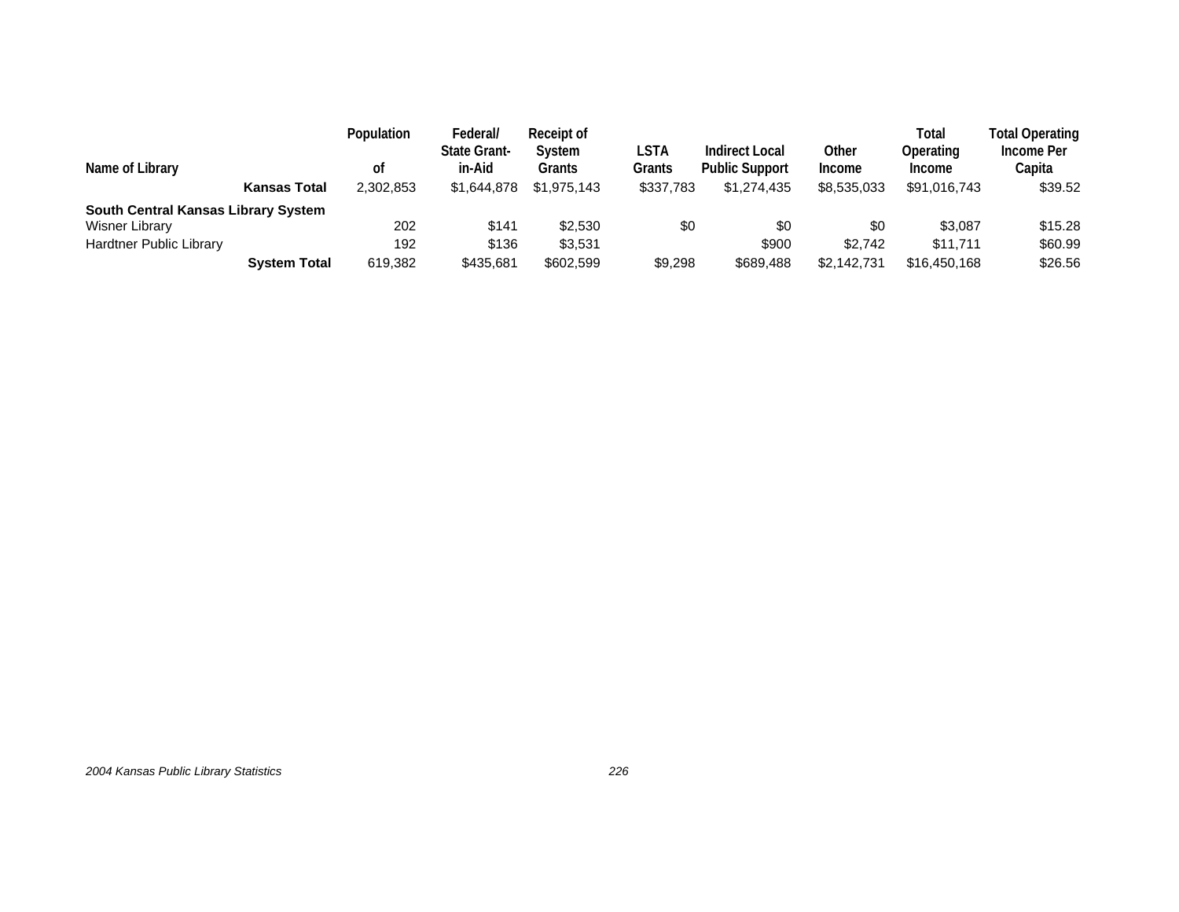| Name of Library | Population of | Federal/ State Grant-in-Aid | Receipt of System Grants | LSTA Grants | Indirect Local Public Support | Other Income | Total Operating Income | Total Operating Income Per Capita |
|---|---|---|---|---|---|---|---|---|
| **Kansas Total** | 2,302,853 | $1,644,878 | $1,975,143 | $337,783 | $1,274,435 | $8,535,033 | $91,016,743 | $39.52 |
| **South Central Kansas Library System** | | | | | | | | |
| Wisner Library | 202 | $141 | $2,530 | $0 | $0 | $0 | $3,087 | $15.28 |
| Hardtner Public Library | 192 | $136 | $3,531 | | $900 | $2,742 | $11,711 | $60.99 |
| **System Total** | 619,382 | $435,681 | $602,599 | $9,298 | $689,488 | $2,142,731 | $16,450,168 | $26.56 |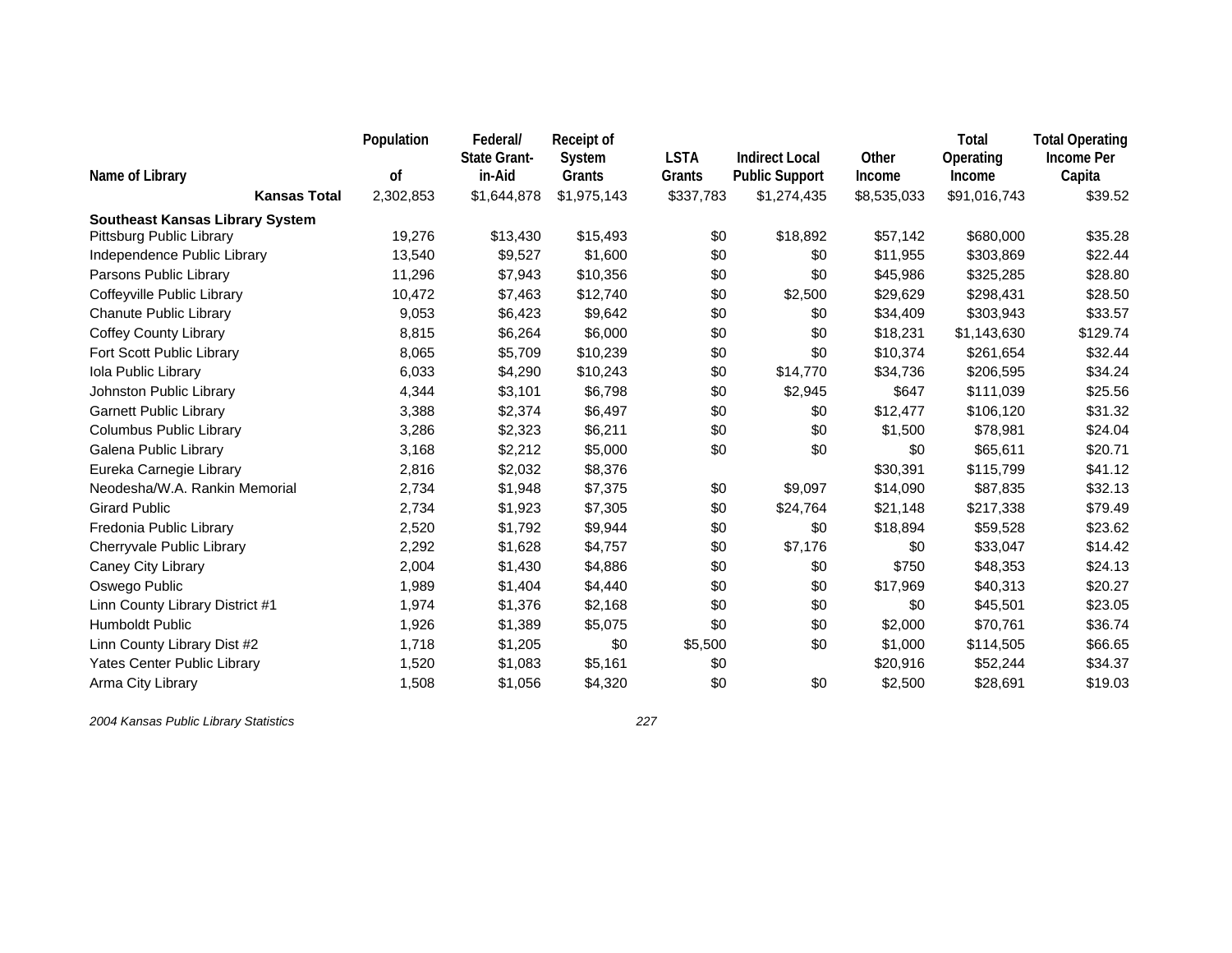| Name of Library | Population of | Federal/ State Grant-in-Aid | Receipt of System Grants | LSTA Grants | Indirect Local Public Support | Other Income | Total Operating Income | Total Operating Income Per Capita |
|---|---|---|---|---|---|---|---|---|
| **Kansas Total** | 2,302,853 | $1,644,878 | $1,975,143 | $337,783 | $1,274,435 | $8,535,033 | $91,016,743 | $39.52 |
| **Southeast Kansas Library System** | | | | | | | | |
| Pittsburg Public Library | 19,276 | $13,430 | $15,493 | $0 | $18,892 | $57,142 | $680,000 | $35.28 |
| Independence Public Library | 13,540 | $9,527 | $1,600 | $0 | $0 | $11,955 | $303,869 | $22.44 |
| Parsons Public Library | 11,296 | $7,943 | $10,356 | $0 | $0 | $45,986 | $325,285 | $28.80 |
| Coffeyville Public Library | 10,472 | $7,463 | $12,740 | $0 | $2,500 | $29,629 | $298,431 | $28.50 |
| Chanute Public Library | 9,053 | $6,423 | $9,642 | $0 | $0 | $34,409 | $303,943 | $33.57 |
| Coffey County Library | 8,815 | $6,264 | $6,000 | $0 | $0 | $18,231 | $1,143,630 | $129.74 |
| Fort Scott Public Library | 8,065 | $5,709 | $10,239 | $0 | $0 | $10,374 | $261,654 | $32.44 |
| Iola Public Library | 6,033 | $4,290 | $10,243 | $0 | $14,770 | $34,736 | $206,595 | $34.24 |
| Johnston Public Library | 4,344 | $3,101 | $6,798 | $0 | $2,945 | $647 | $111,039 | $25.56 |
| Garnett Public Library | 3,388 | $2,374 | $6,497 | $0 | $0 | $12,477 | $106,120 | $31.32 |
| Columbus Public Library | 3,286 | $2,323 | $6,211 | $0 | $0 | $1,500 | $78,981 | $24.04 |
| Galena Public Library | 3,168 | $2,212 | $5,000 | $0 | $0 | $0 | $65,611 | $20.71 |
| Eureka Carnegie Library | 2,816 | $2,032 | $8,376 | | | $30,391 | $115,799 | $41.12 |
| Neodesha/W.A. Rankin Memorial | 2,734 | $1,948 | $7,375 | $0 | $9,097 | $14,090 | $87,835 | $32.13 |
| Girard Public | 2,734 | $1,923 | $7,305 | $0 | $24,764 | $21,148 | $217,338 | $79.49 |
| Fredonia Public Library | 2,520 | $1,792 | $9,944 | $0 | $0 | $18,894 | $59,528 | $23.62 |
| Cherryvale Public Library | 2,292 | $1,628 | $4,757 | $0 | $7,176 | $0 | $33,047 | $14.42 |
| Caney City Library | 2,004 | $1,430 | $4,886 | $0 | $0 | $750 | $48,353 | $24.13 |
| Oswego Public | 1,989 | $1,404 | $4,440 | $0 | $0 | $17,969 | $40,313 | $20.27 |
| Linn County Library District #1 | 1,974 | $1,376 | $2,168 | $0 | $0 | $0 | $45,501 | $23.05 |
| Humboldt Public | 1,926 | $1,389 | $5,075 | $0 | $0 | $2,000 | $70,761 | $36.74 |
| Linn County Library Dist #2 | 1,718 | $1,205 | $0 | $5,500 | $0 | $1,000 | $114,505 | $66.65 |
| Yates Center Public Library | 1,520 | $1,083 | $5,161 | $0 | | $20,916 | $52,244 | $34.37 |
| Arma City Library | 1,508 | $1,056 | $4,320 | $0 | $0 | $2,500 | $28,691 | $19.03 |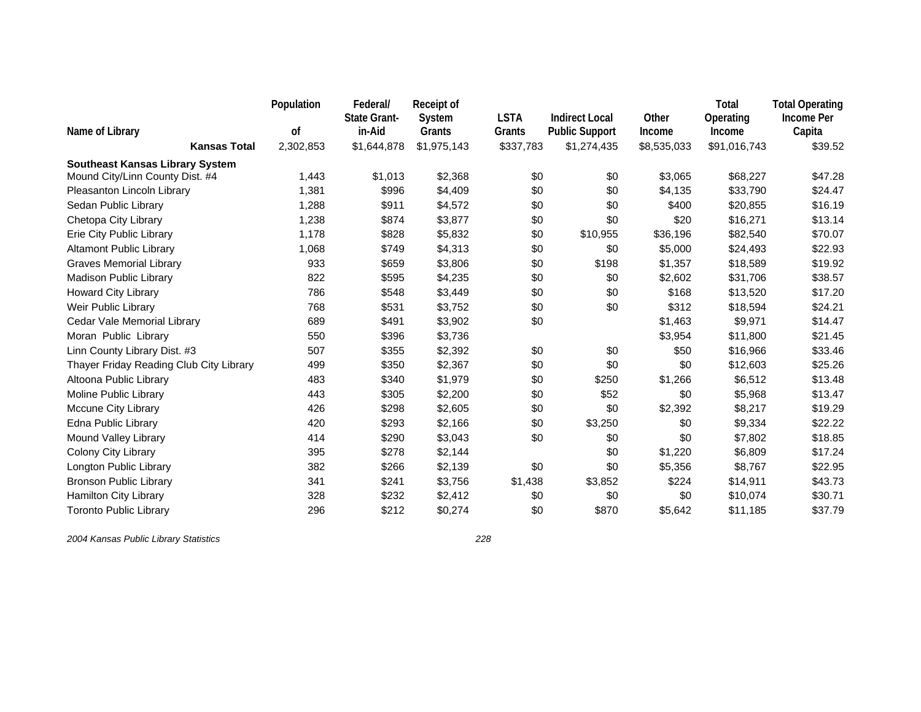| Name of Library | Population of | Federal/ State Grant-in-Aid | Receipt of System Grants | LSTA Grants | Indirect Local Public Support | Other Income | Total Operating Income | Total Operating Income Per Capita |
|---|---|---|---|---|---|---|---|---|
| **Kansas Total** | 2,302,853 | $1,644,878 | $1,975,143 | $337,783 | $1,274,435 | $8,535,033 | $91,016,743 | $39.52 |
| **Southeast Kansas Library System** | | | | | | | | |
| Mound City/Linn County Dist. #4 | 1,443 | $1,013 | $2,368 | $0 | $0 | $3,065 | $68,227 | $47.28 |
| Pleasanton Lincoln Library | 1,381 | $996 | $4,409 | $0 | $0 | $4,135 | $33,790 | $24.47 |
| Sedan Public Library | 1,288 | $911 | $4,572 | $0 | $0 | $400 | $20,855 | $16.19 |
| Chetopa City Library | 1,238 | $874 | $3,877 | $0 | $0 | $20 | $16,271 | $13.14 |
| Erie City Public Library | 1,178 | $828 | $5,832 | $0 | $10,955 | $36,196 | $82,540 | $70.07 |
| Altamont Public Library | 1,068 | $749 | $4,313 | $0 | $0 | $5,000 | $24,493 | $22.93 |
| Graves Memorial Library | 933 | $659 | $3,806 | $0 | $198 | $1,357 | $18,589 | $19.92 |
| Madison Public Library | 822 | $595 | $4,235 | $0 | $0 | $2,602 | $31,706 | $38.57 |
| Howard City Library | 786 | $548 | $3,449 | $0 | $0 | $168 | $13,520 | $17.20 |
| Weir Public Library | 768 | $531 | $3,752 | $0 | $0 | $312 | $18,594 | $24.21 |
| Cedar Vale Memorial Library | 689 | $491 | $3,902 | $0 | | $1,463 | $9,971 | $14.47 |
| Moran Public Library | 550 | $396 | $3,736 | | | $3,954 | $11,800 | $21.45 |
| Linn County Library Dist. #3 | 507 | $355 | $2,392 | $0 | $0 | $50 | $16,966 | $33.46 |
| Thayer Friday Reading Club City Library | 499 | $350 | $2,367 | $0 | $0 | $0 | $12,603 | $25.26 |
| Altoona Public Library | 483 | $340 | $1,979 | $0 | $250 | $1,266 | $6,512 | $13.48 |
| Moline Public Library | 443 | $305 | $2,200 | $0 | $52 | $0 | $5,968 | $13.47 |
| Mccune City Library | 426 | $298 | $2,605 | $0 | $0 | $2,392 | $8,217 | $19.29 |
| Edna Public Library | 420 | $293 | $2,166 | $0 | $3,250 | $0 | $9,334 | $22.22 |
| Mound Valley Library | 414 | $290 | $3,043 | $0 | $0 | $0 | $7,802 | $18.85 |
| Colony City Library | 395 | $278 | $2,144 | | $0 | $1,220 | $6,809 | $17.24 |
| Longton Public Library | 382 | $266 | $2,139 | $0 | $0 | $5,356 | $8,767 | $22.95 |
| Bronson Public Library | 341 | $241 | $3,756 | $1,438 | $3,852 | $224 | $14,911 | $43.73 |
| Hamilton City Library | 328 | $232 | $2,412 | $0 | $0 | $0 | $10,074 | $30.71 |
| Toronto Public Library | 296 | $212 | $0,274 | $0 | $870 | $5,642 | $11,185 | $37.79 |

*2004 Kansas Public Library Statistics*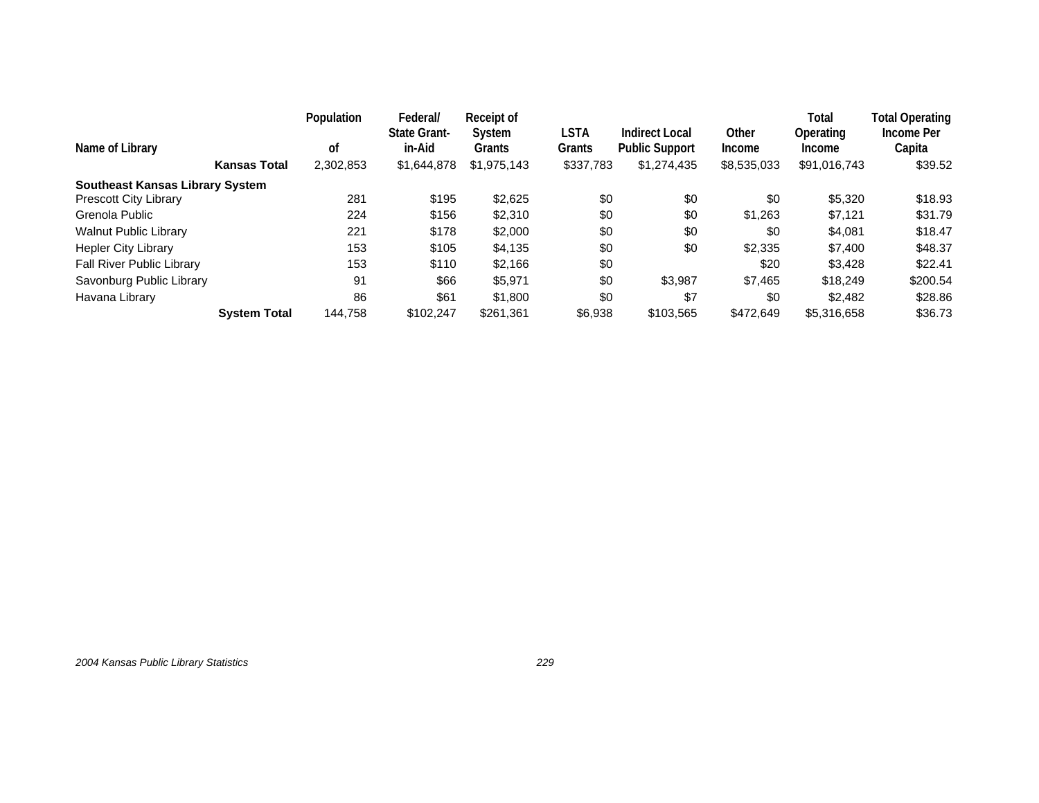| Name of Library | Population of | Federal/ State Grant-in-Aid | Receipt of System Grants | LSTA Grants | Indirect Local Public Support | Other Income | Total Operating Income | Total Operating Income Per Capita |
|---|---|---|---|---|---|---|---|---|
| **Kansas Total** | 2,302,853 | $1,644,878 | $1,975,143 | $337,783 | $1,274,435 | $8,535,033 | $91,016,743 | $39.52 |
| **Southeast Kansas Library System** | | | | | | | | |
| Prescott City Library | 281 | $195 | $2,625 | $0 | $0 | $0 | $5,320 | $18.93 |
| Grenola Public | 224 | $156 | $2,310 | $0 | $0 | $1,263 | $7,121 | $31.79 |
| Walnut Public Library | 221 | $178 | $2,000 | $0 | $0 | $0 | $4,081 | $18.47 |
| Hepler City Library | 153 | $105 | $4,135 | $0 | $0 | $2,335 | $7,400 | $48.37 |
| Fall River Public Library | 153 | $110 | $2,166 | $0 | | $20 | $3,428 | $22.41 |
| Savonburg Public Library | 91 | $66 | $5,971 | $0 | $3,987 | $7,465 | $18,249 | $200.54 |
| Havana Library | 86 | $61 | $1,800 | $0 | $7 | $0 | $2,482 | $28.86 |
| **System Total** | 144,758 | $102,247 | $261,361 | $6,938 | $103,565 | $472,649 | $5,316,658 | $36.73 |

*2004 Kansas Public Library Statistics*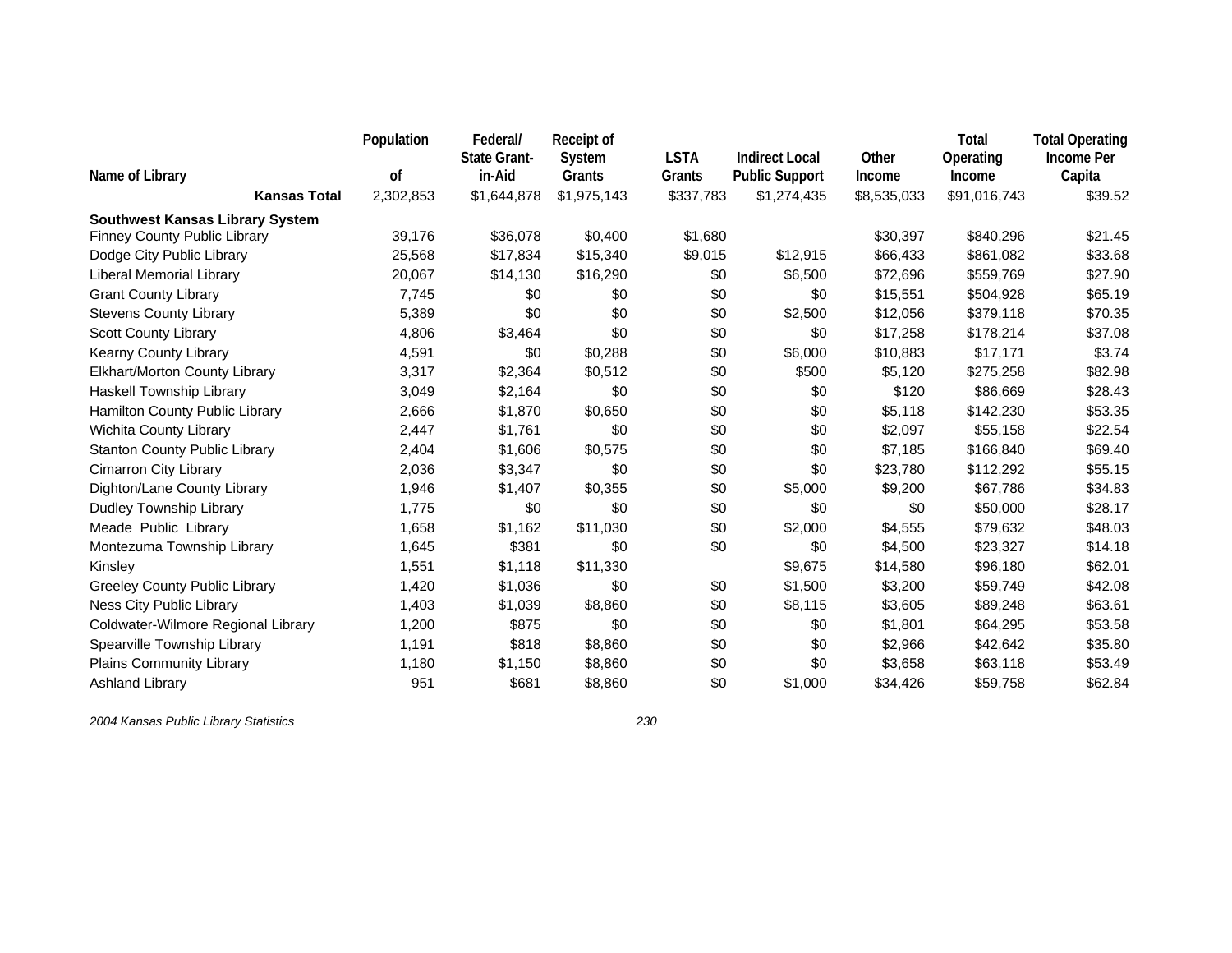| Name of Library | Population of | Federal/ State Grant-in-Aid | Receipt of System Grants | LSTA Grants | Indirect Local Public Support | Other Income | Total Operating Income | Total Operating Income Per Capita |
|---|---|---|---|---|---|---|---|---|
| **Kansas Total** | 2,302,853 | $1,644,878 | $1,975,143 | $337,783 | $1,274,435 | $8,535,033 | $91,016,743 | $39.52 |
| **Southwest Kansas Library System** | | | | | | | | |
| Finney County Public Library | 39,176 | $36,078 | $0,400 | $1,680 | | $30,397 | $840,296 | $21.45 |
| Dodge City Public Library | 25,568 | $17,834 | $15,340 | $9,015 | $12,915 | $66,433 | $861,082 | $33.68 |
| Liberal Memorial Library | 20,067 | $14,130 | $16,290 | $0 | $6,500 | $72,696 | $559,769 | $27.90 |
| Grant County Library | 7,745 | $0 | $0 | $0 | $0 | $15,551 | $504,928 | $65.19 |
| Stevens County Library | 5,389 | $0 | $0 | $0 | $2,500 | $12,056 | $379,118 | $70.35 |
| Scott County Library | 4,806 | $3,464 | $0 | $0 | $0 | $17,258 | $178,214 | $37.08 |
| Kearny County Library | 4,591 | $0 | $0,288 | $0 | $6,000 | $10,883 | $17,171 | $3.74 |
| Elkhart/Morton County Library | 3,317 | $2,364 | $0,512 | $0 | $500 | $5,120 | $275,258 | $82.98 |
| Haskell Township Library | 3,049 | $2,164 | $0 | $0 | $0 | $120 | $86,669 | $28.43 |
| Hamilton County Public Library | 2,666 | $1,870 | $0,650 | $0 | $0 | $5,118 | $142,230 | $53.35 |
| Wichita County Library | 2,447 | $1,761 | $0 | $0 | $0 | $2,097 | $55,158 | $22.54 |
| Stanton County Public Library | 2,404 | $1,606 | $0,575 | $0 | $0 | $7,185 | $166,840 | $69.40 |
| Cimarron City Library | 2,036 | $3,347 | $0 | $0 | $0 | $23,780 | $112,292 | $55.15 |
| Dighton/Lane County Library | 1,946 | $1,407 | $0,355 | $0 | $5,000 | $9,200 | $67,786 | $34.83 |
| Dudley Township Library | 1,775 | $0 | $0 | $0 | $0 | $0 | $50,000 | $28.17 |
| Meade Public Library | 1,658 | $1,162 | $11,030 | $0 | $2,000 | $4,555 | $79,632 | $48.03 |
| Montezuma Township Library | 1,645 | $381 | $0 | $0 | $0 | $4,500 | $23,327 | $14.18 |
| Kinsley | 1,551 | $1,118 | $11,330 | | $9,675 | $14,580 | $96,180 | $62.01 |
| Greeley County Public Library | 1,420 | $1,036 | $0 | $0 | $1,500 | $3,200 | $59,749 | $42.08 |
| Ness City Public Library | 1,403 | $1,039 | $8,860 | $0 | $8,115 | $3,605 | $89,248 | $63.61 |
| Coldwater-Wilmore Regional Library | 1,200 | $875 | $0 | $0 | $0 | $1,801 | $64,295 | $53.58 |
| Spearville Township Library | 1,191 | $818 | $8,860 | $0 | $0 | $2,966 | $42,642 | $35.80 |
| Plains Community Library | 1,180 | $1,150 | $8,860 | $0 | $0 | $3,658 | $63,118 | $53.49 |
| Ashland Library | 951 | $681 | $8,860 | $0 | $1,000 | $34,426 | $59,758 | $62.84 |

*2004 Kansas Public Library Statistics*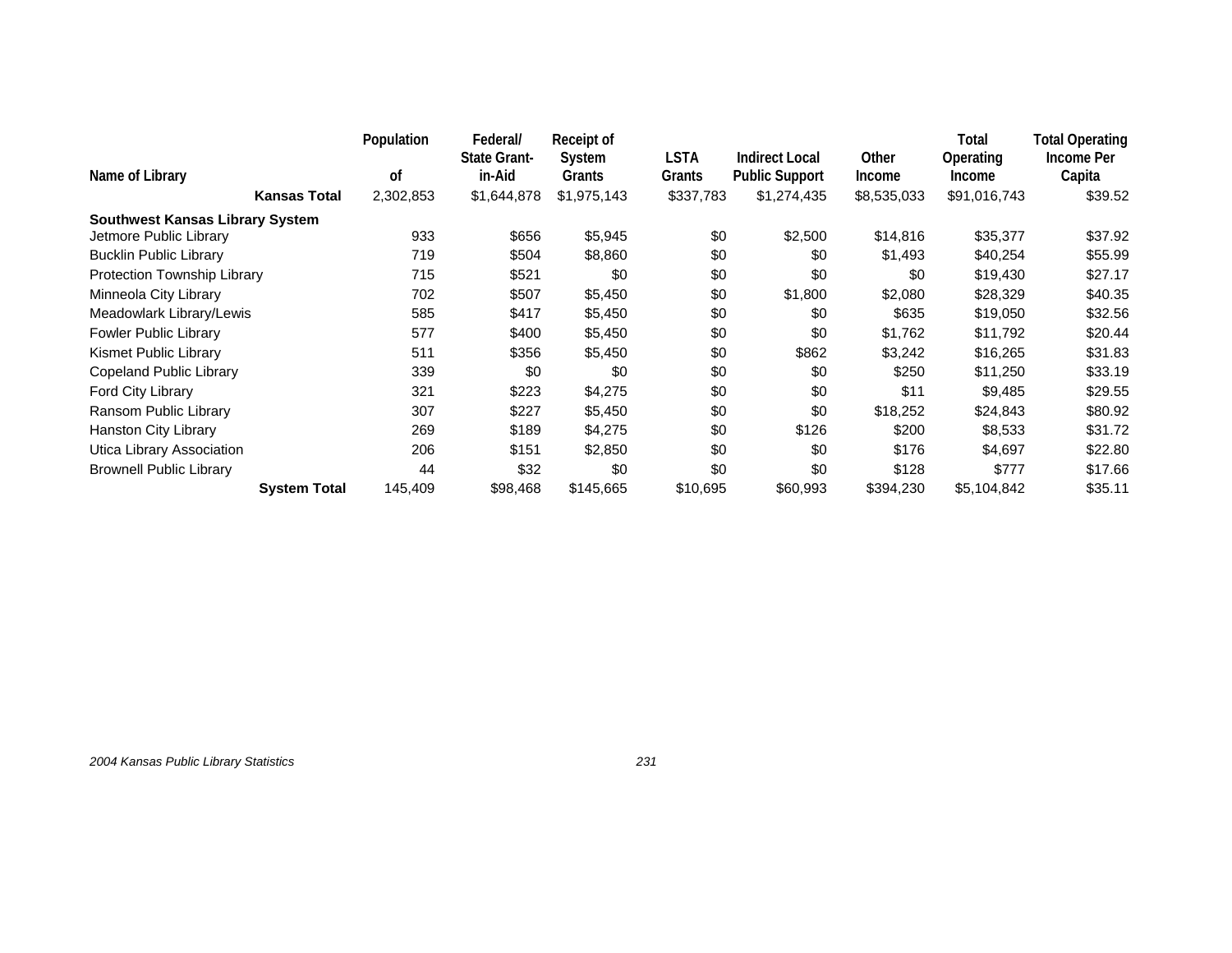| Name of Library | Population of | Federal/ State Grant-in-Aid | Receipt of System Grants | LSTA Grants | Indirect Local Public Support | Other Income | Total Operating Income | Total Operating Income Per Capita |
|---|---|---|---|---|---|---|---|---|
| **Kansas Total** | 2,302,853 | $1,644,878 | $1,975,143 | $337,783 | $1,274,435 | $8,535,033 | $91,016,743 | $39.52 |
| **Southwest Kansas Library System** | | | | | | | | |
| Jetmore Public Library | 933 | $656 | $5,945 | $0 | $2,500 | $14,816 | $35,377 | $37.92 |
| Bucklin Public Library | 719 | $504 | $8,860 | $0 | $0 | $1,493 | $40,254 | $55.99 |
| Protection Township Library | 715 | $521 | $0 | $0 | $0 | $0 | $19,430 | $27.17 |
| Minneola City Library | 702 | $507 | $5,450 | $0 | $1,800 | $2,080 | $28,329 | $40.35 |
| Meadowlark Library/Lewis | 585 | $417 | $5,450 | $0 | $0 | $635 | $19,050 | $32.56 |
| Fowler Public Library | 577 | $400 | $5,450 | $0 | $0 | $1,762 | $11,792 | $20.44 |
| Kismet Public Library | 511 | $356 | $5,450 | $0 | $862 | $3,242 | $16,265 | $31.83 |
| Copeland Public Library | 339 | $0 | $0 | $0 | $0 | $250 | $11,250 | $33.19 |
| Ford City Library | 321 | $223 | $4,275 | $0 | $0 | $11 | $9,485 | $29.55 |
| Ransom Public Library | 307 | $227 | $5,450 | $0 | $0 | $18,252 | $24,843 | $80.92 |
| Hanston City Library | 269 | $189 | $4,275 | $0 | $126 | $200 | $8,533 | $31.72 |
| Utica Library Association | 206 | $151 | $2,850 | $0 | $0 | $176 | $4,697 | $22.80 |
| Brownell Public Library | 44 | $32 | $0 | $0 | $0 | $128 | $777 | $17.66 |
| **System Total** | 145,409 | $98,468 | $145,665 | $10,695 | $60,993 | $394,230 | $5,104,842 | $35.11 |